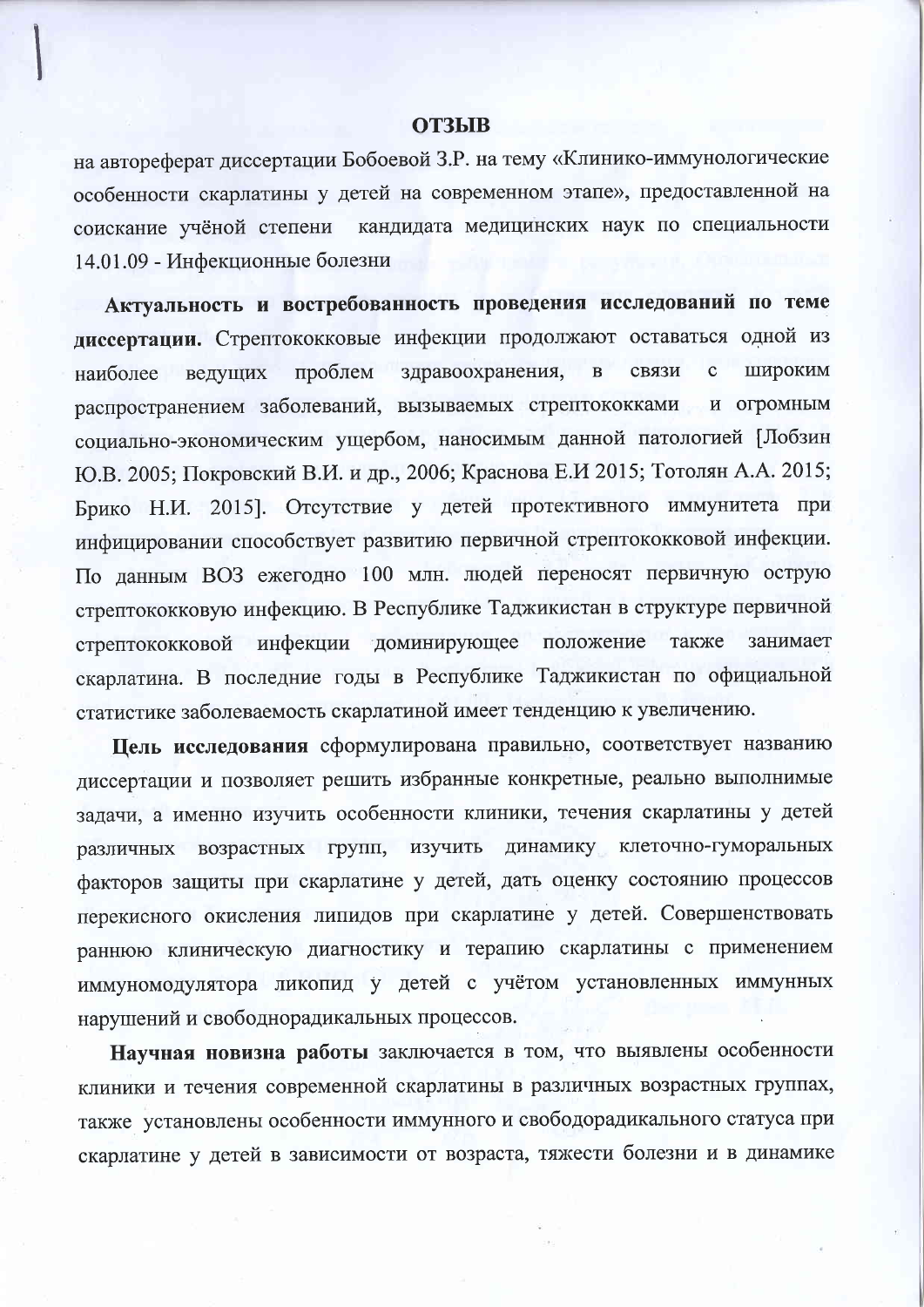# ОТЗЫВ

на автореферат диссертации Бобоевой З.Р. на тему «Клинико-иммунологические особенности скарлатины у детей на современном этапе», предоставленной на соискание учёной степени кандидата медицинских наук по специальности 14.01.09 - Инфекционные болезни

**Актуальность и востребованность проведения исследований по теме диссертации.** Стрептококковые инфекции продолжают оставаться одной из наиболее ведущих проблем здравоохранения, в связи с широким распространением заболеваний, вызываемых стрептококками и огромным социально-экономическим ущербом, наносимым данной патологией [Лобзин Ю.В. 2005; Покровский В.И. и др., 2006; Краснова Е.И 2015; Тотолян А.А. 2015; Брико Н.И. 2015]. Отсутствие у детей протективного иммунитета при инфицировании способствует развитию первичной стрептококковой инфекции. По данным ВОЗ ежегодно 100 млн. людей переносят первичную острую стрептококковую инфекцию. В Республике Таджикистан в структуре первичной стрептококковой инфекции доминирующее положение также занимает скарлатина. В последние годы в Республике Таджикистан по официальной статистике заболеваемость скарлатиной имеет тенденцию к увеличению.

**Цель исследования** сформулирована правильно, соответствует названию диссертации и позволяет решить избранные конкретные, реально выполнимые задачи, а именно изучить особенности клиники, течения скарлатины у детей различных возрастных групп, изучить динамику клеточно-гуморальных факторов защиты при скарлатине у детей, дать оценку состоянию процессов перекисного окисления липидов при скарлатине у детей. Совершенствовать раннюю клиническую диагностику и терапию скарлатины с применением иммуномодулятора ликопид у детей с учётом установленных иммунных нарушений и свободнорадикальных процессов.

**Научная новизна работы** заключается в том, что выявлены особенности клиники и течения современной скарлатины в различных возрастных группах, также установлены особенности иммунного и свободорадикального статуса при скарлатине у детей в зависимости от возраста, тяжести болезни и в динамике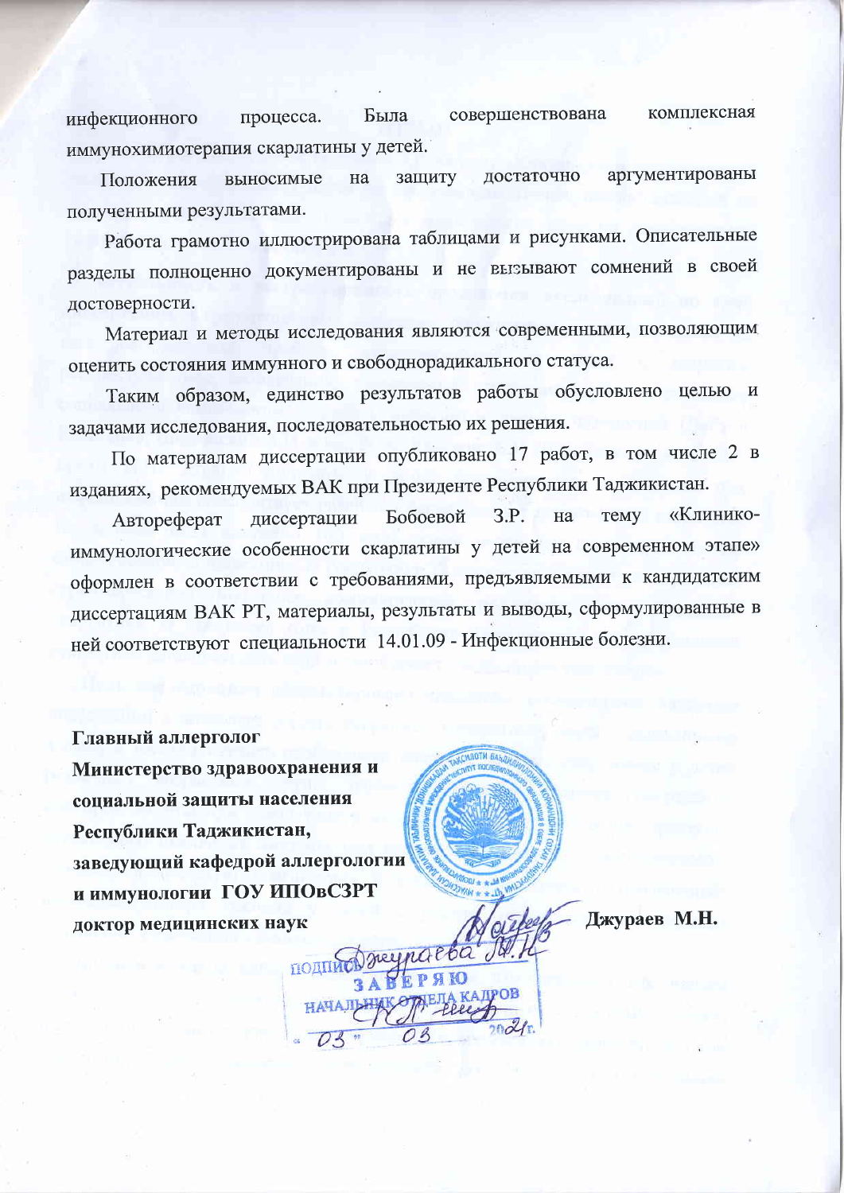инфекционного процесса. Была совершенствована комплексная иммунохимиотерапия скарлатины у детей.

Положения выносимые на защиту достаточно аргументированы полученными результатами.

Работа грамотно иллюстрирована таблицами и рисунками. Описательные разделы полноценно документированы и не вызывают сомнений в своей достоверности.

Материал и методы исследования являются современными, позволяющим оценить состояния иммунного и свободнорадикального статуса.

Таким образом, единство результатов работы обусловлено целью и задачами исследования, последовательностью их решения.

По материалам диссертации опубликовано 17 работ, в том числе 2 в изданиях, рекомендуемых ВАК при Президенте Республики Таджикистан.

Автореферат диссертации Бобоевой З.Р. на тему «Клинико-иммунологические особенности скарлатины у детей на современном этапе» оформлен в соответствии с требованиями, предъявляемыми к кандидатским диссертациям ВАК РТ, материалы, результаты и выводы, сформулированные в ней соответствуют специальности 14.01.09 - Инфекционные болезни.

**Главный аллерголог**
**Министерство здравоохранения и социальной защиты населения Республики Таджикистан,**
**заведующий кафедрой аллергологии и иммунологии ГОУ ИПОвСЗРТ**
**доктор медицинских наук** **Джураев М.Н.**

ПОДПИСЬ Джураева М.Н.
ЗАВЕРЯЮ
НАЧАЛЬНИК ОТДЕЛА КАДРОВ
« 03 » 03 2021г.